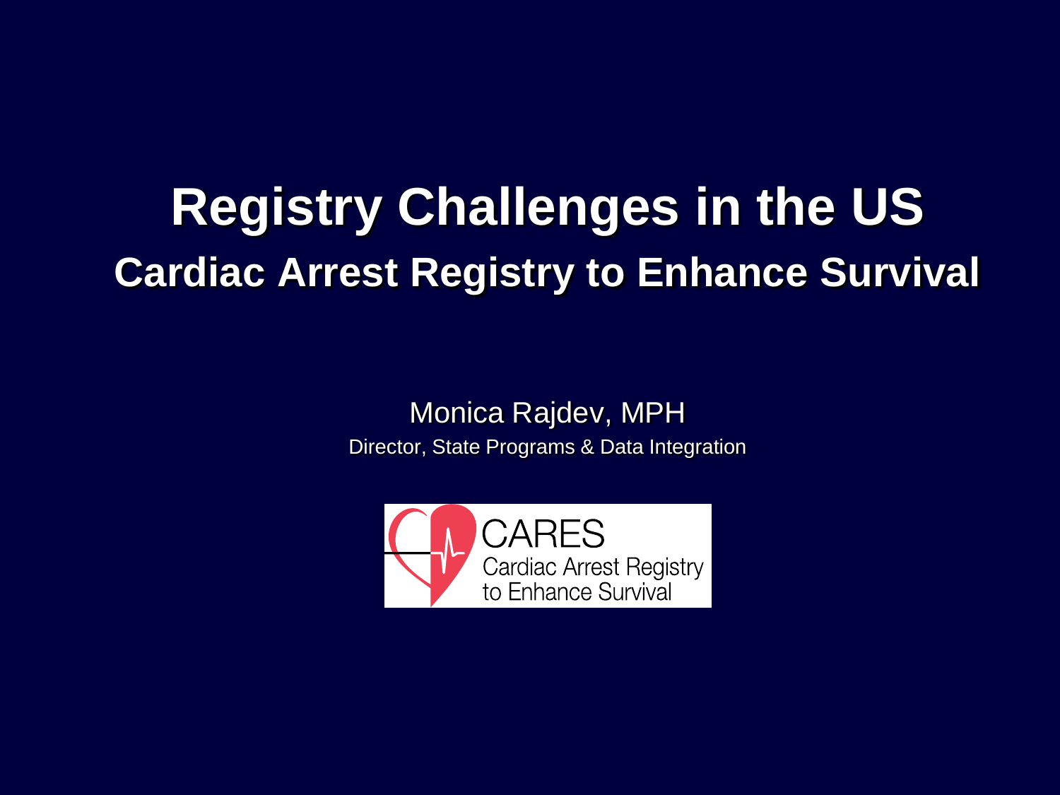# Registry Challenges in the US

## Cardiac Arrest Registry to Enhance Survival

Monica Rajdev, MPH

Director, State Programs & Data Integration

CARES

Cardiac Arrest Registry to Enhance Survival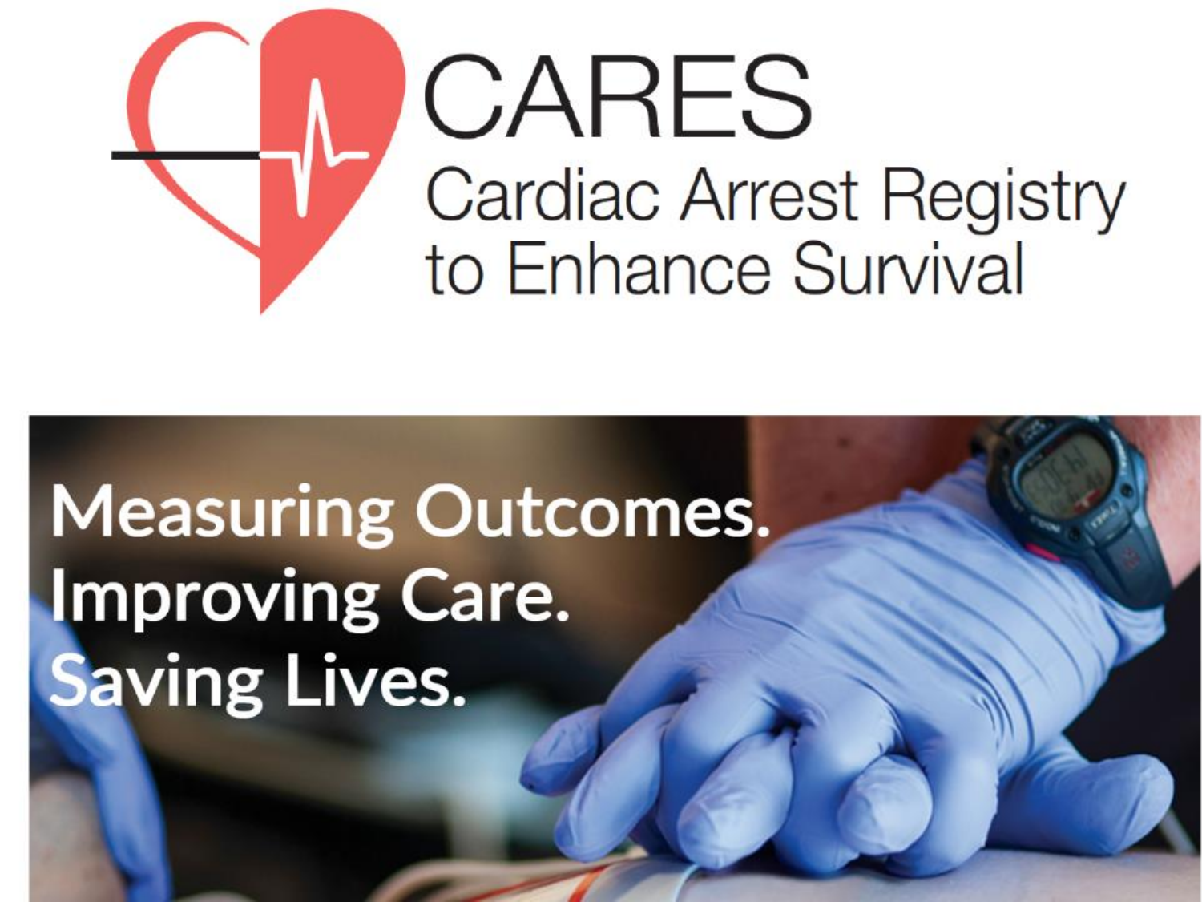# CARES

## Cardiac Arrest Registry to Enhance Survival

**Measuring Outcomes.**
**Improving Care.**
**Saving Lives.**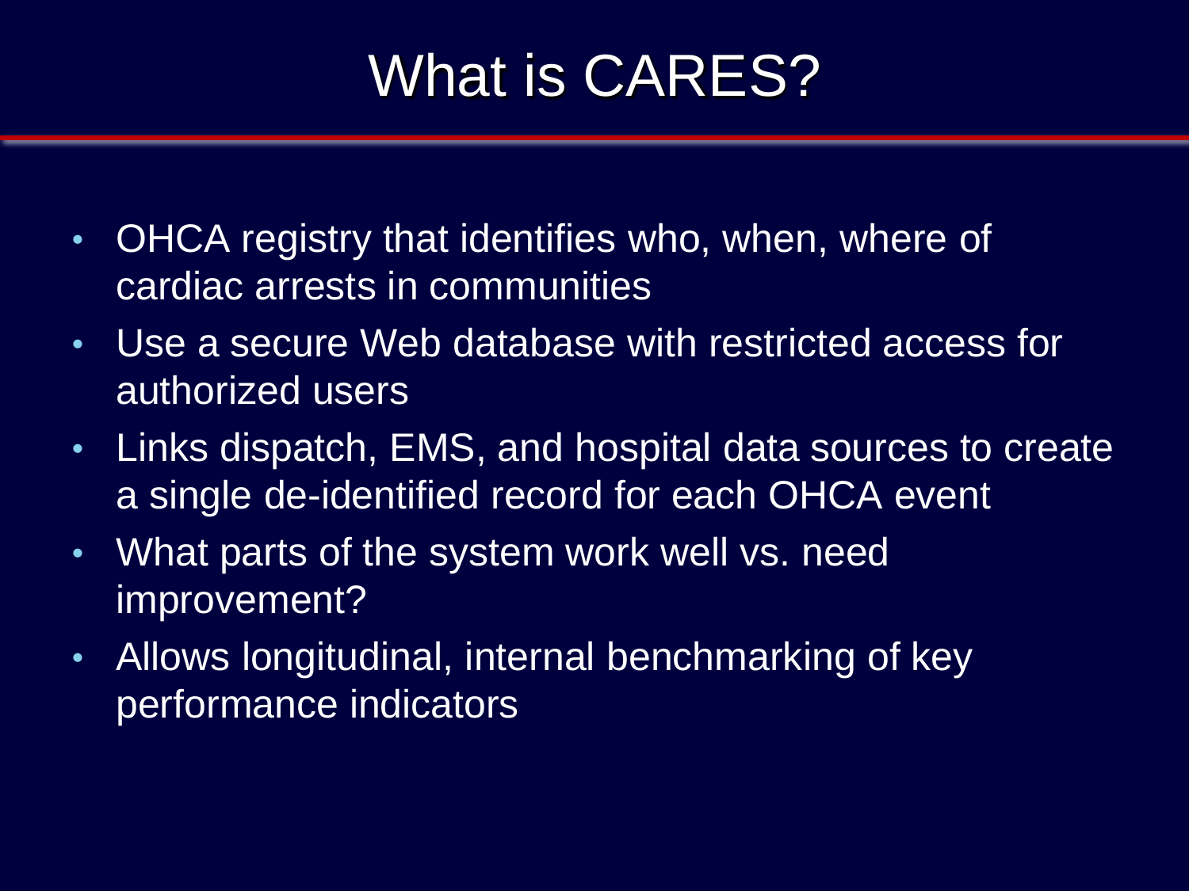# What is CARES?

- OHCA registry that identifies who, when, where of cardiac arrests in communities
- Use a secure Web database with restricted access for authorized users
- Links dispatch, EMS, and hospital data sources to create a single de-identified record for each OHCA event
- What parts of the system work well vs. need improvement?
- Allows longitudinal, internal benchmarking of key performance indicators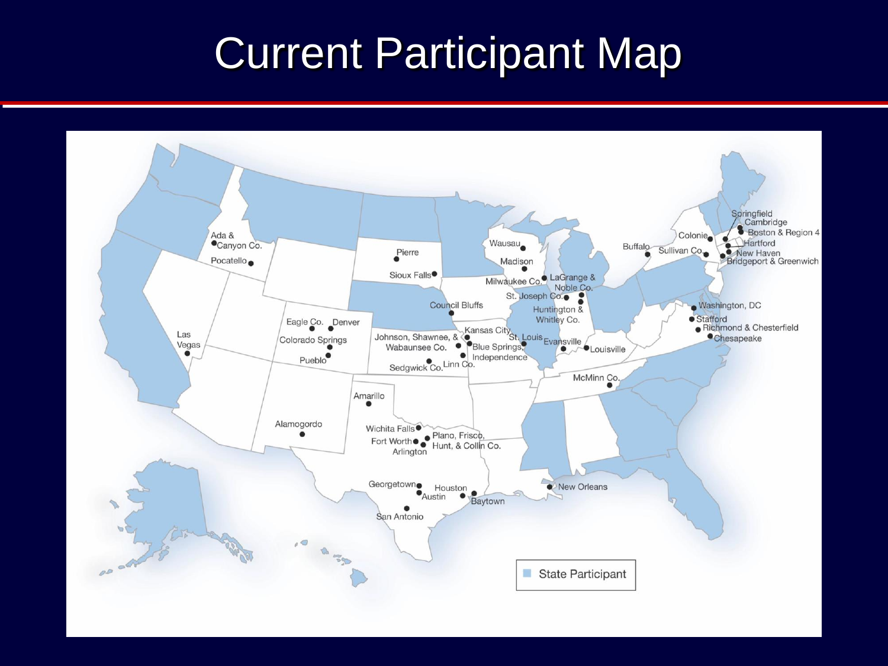# Current Participant Map

Ada & Canyon Co.
Pocatello
Las Vegas
Eagle Co.
Denver
Colorado Springs
Pueblo
Pierre
Sioux Falls
Council Bluffs
Johnson, Shawnee, & Wabaunsee Co.
Sedgwick Co.
Linn Co.
Kansas City
Blue Springs, Independence
St. Louis
Wausau
Madison
Milwaukee Co.
LaGrange & Noble Co.
St. Joseph Co.
Huntington & Whitley Co.
Evansville
Louisville
McMinn Co.
Amarillo
Alamogordo
Wichita Falls
Fort Worth
Arlington
Plano, Frisco, Hunt, & Collin Co.
Georgetown
Austin
Houston
Baytown
San Antonio
New Orleans
Buffalo
Colonie
Sullivan Co.
Springfield
Cambridge
Boston & Region 4
Hartford
New Haven
Bridgeport & Greenwich
Washington, DC
Stafford
Richmond & Chesterfield
Chesapeake

State Participant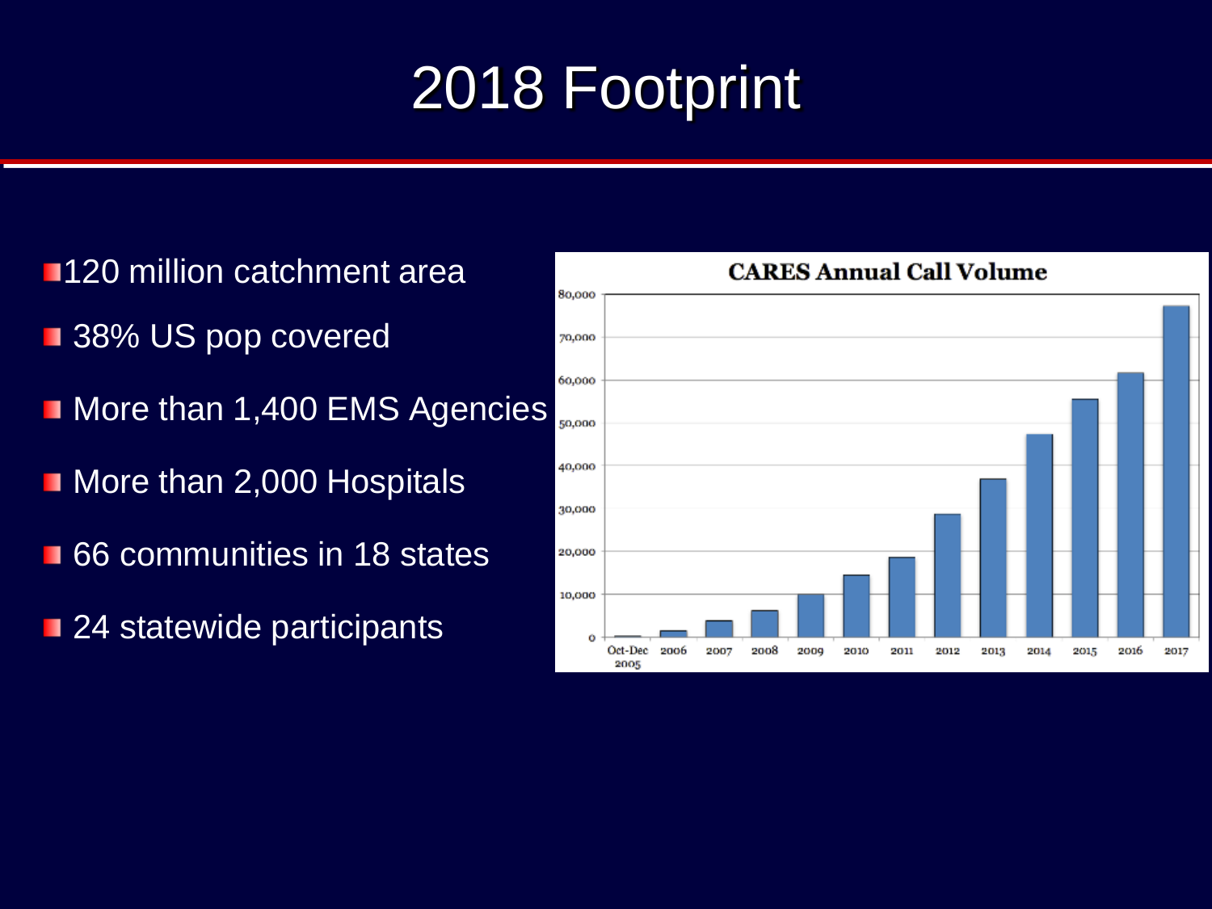# 2018 Footprint

- 120 million catchment area
- 38% US pop covered
- More than 1,400 EMS Agencies
- More than 2,000 Hospitals
- 66 communities in 18 states
- 24 statewide participants

**CARES Annual Call Volume**

| Period | Approx. Call Volume |
|---|---|
| Oct-Dec 2005 | ~300 |
| 2006 | ~1,500 |
| 2007 | ~3,800 |
| 2008 | ~6,200 |
| 2009 | ~10,000 |
| 2010 | ~14,500 |
| 2011 | ~18,500 |
| 2012 | ~28,500 |
| 2013 | ~37,000 |
| 2014 | ~47,000 |
| 2015 | ~55,500 |
| 2016 | ~61,500 |
| 2017 | ~77,000 |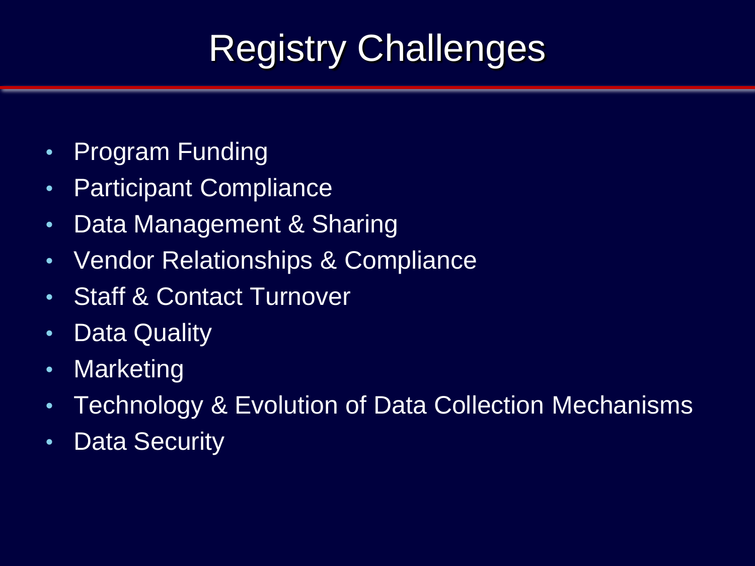# Registry Challenges

- Program Funding
- Participant Compliance
- Data Management & Sharing
- Vendor Relationships & Compliance
- Staff & Contact Turnover
- Data Quality
- Marketing
- Technology & Evolution of Data Collection Mechanisms
- Data Security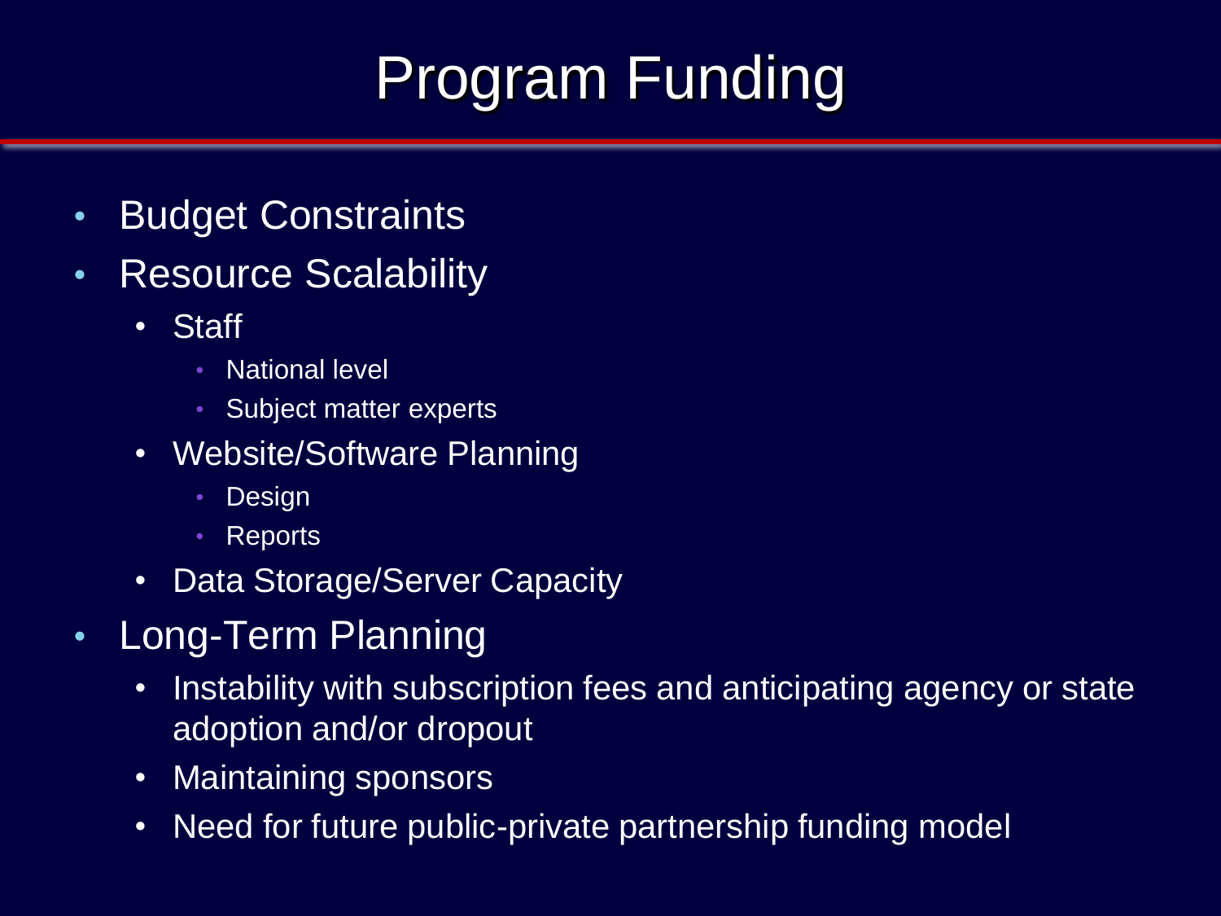# Program Funding

- Budget Constraints
- Resource Scalability
  - Staff
    - National level
    - Subject matter experts
  - Website/Software Planning
    - Design
    - Reports
  - Data Storage/Server Capacity
- Long-Term Planning
  - Instability with subscription fees and anticipating agency or state adoption and/or dropout
  - Maintaining sponsors
  - Need for future public-private partnership funding model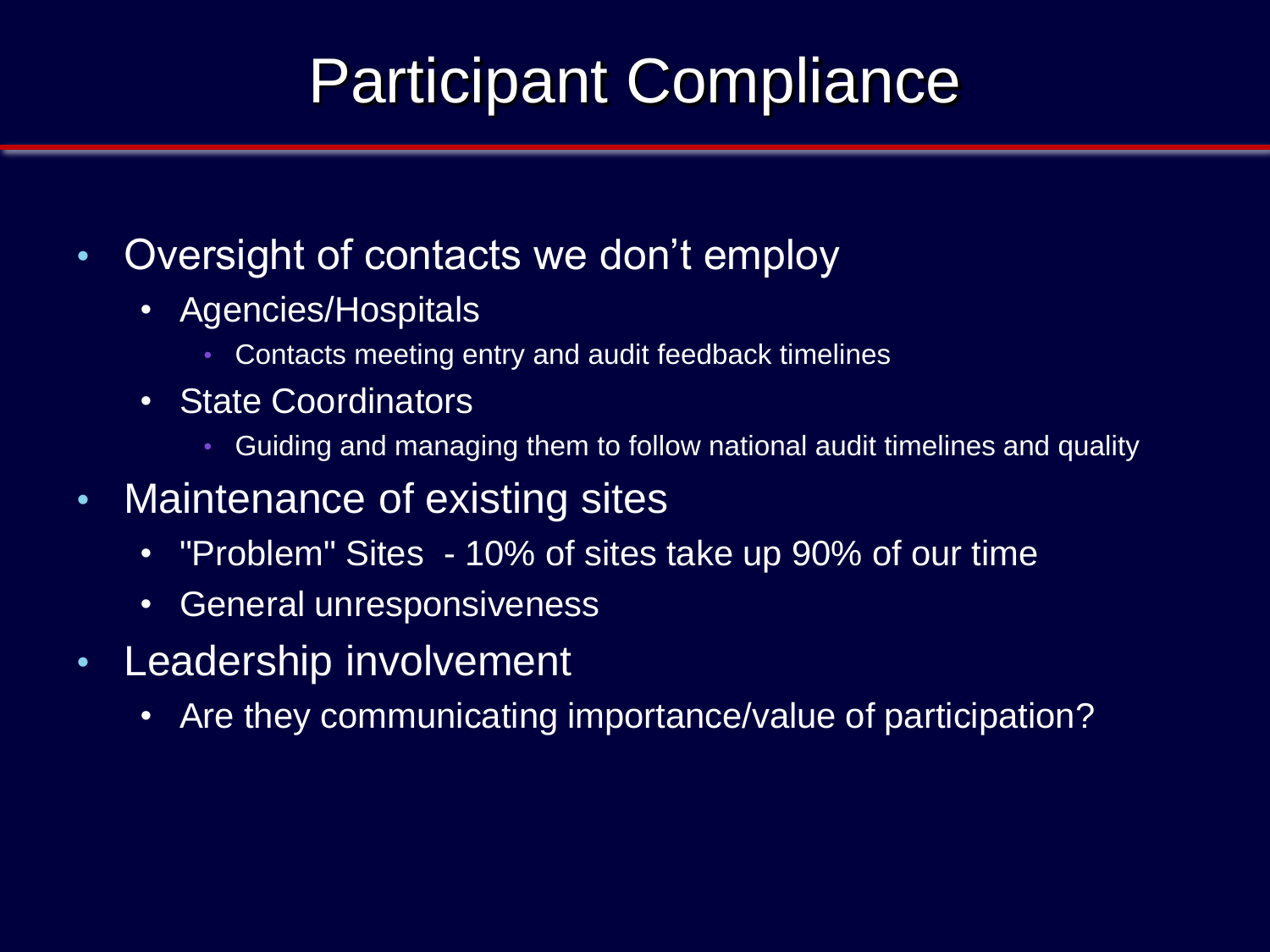# Participant Compliance

- Oversight of contacts we don't employ
  - Agencies/Hospitals
    - Contacts meeting entry and audit feedback timelines
  - State Coordinators
    - Guiding and managing them to follow national audit timelines and quality
- Maintenance of existing sites
  - "Problem" Sites - 10% of sites take up 90% of our time
  - General unresponsiveness
- Leadership involvement
  - Are they communicating importance/value of participation?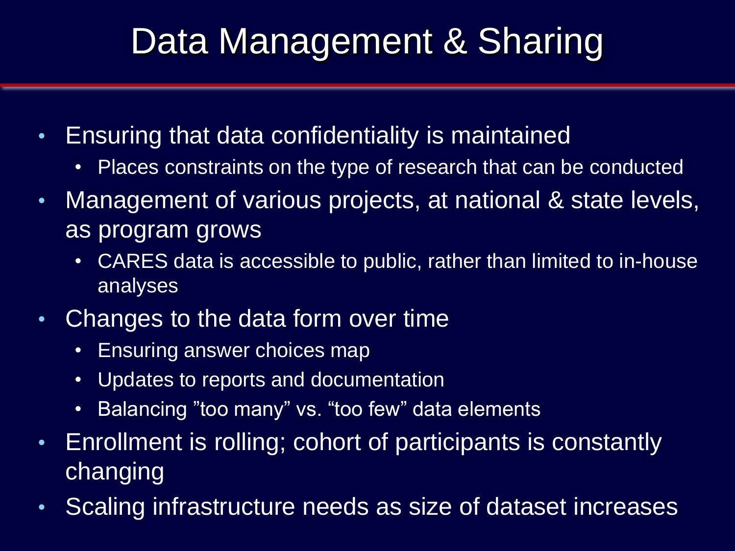# Data Management & Sharing

- Ensuring that data confidentiality is maintained
  - Places constraints on the type of research that can be conducted
- Management of various projects, at national & state levels, as program grows
  - CARES data is accessible to public, rather than limited to in-house analyses
- Changes to the data form over time
  - Ensuring answer choices map
  - Updates to reports and documentation
  - Balancing ”too many” vs. “too few” data elements
- Enrollment is rolling; cohort of participants is constantly changing
- Scaling infrastructure needs as size of dataset increases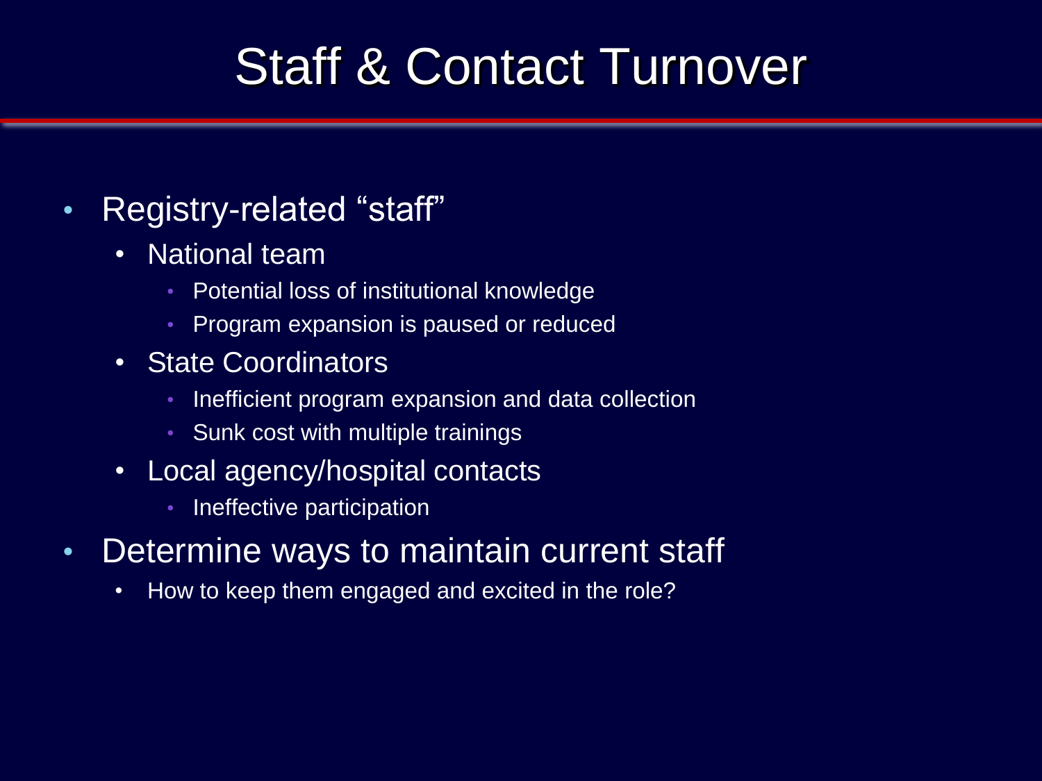# Staff & Contact Turnover

- Registry-related “staff”
  - National team
    - Potential loss of institutional knowledge
    - Program expansion is paused or reduced
  - State Coordinators
    - Inefficient program expansion and data collection
    - Sunk cost with multiple trainings
  - Local agency/hospital contacts
    - Ineffective participation
- Determine ways to maintain current staff
  - How to keep them engaged and excited in the role?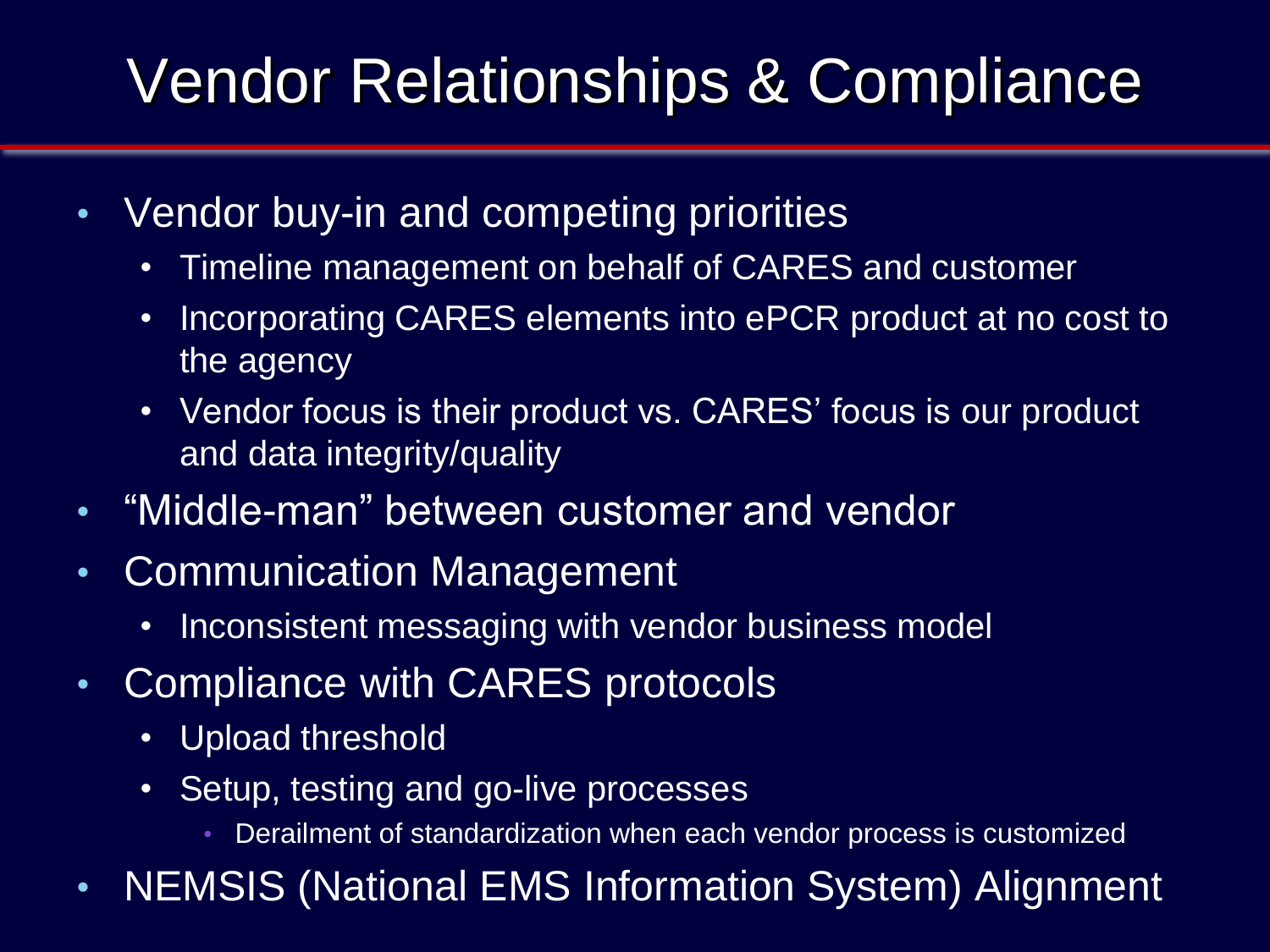# Vendor Relationships & Compliance

- Vendor buy-in and competing priorities
  - Timeline management on behalf of CARES and customer
  - Incorporating CARES elements into ePCR product at no cost to the agency
  - Vendor focus is their product vs. CARES' focus is our product and data integrity/quality
- "Middle-man" between customer and vendor
- Communication Management
  - Inconsistent messaging with vendor business model
- Compliance with CARES protocols
  - Upload threshold
  - Setup, testing and go-live processes
    - Derailment of standardization when each vendor process is customized
- NEMSIS (National EMS Information System) Alignment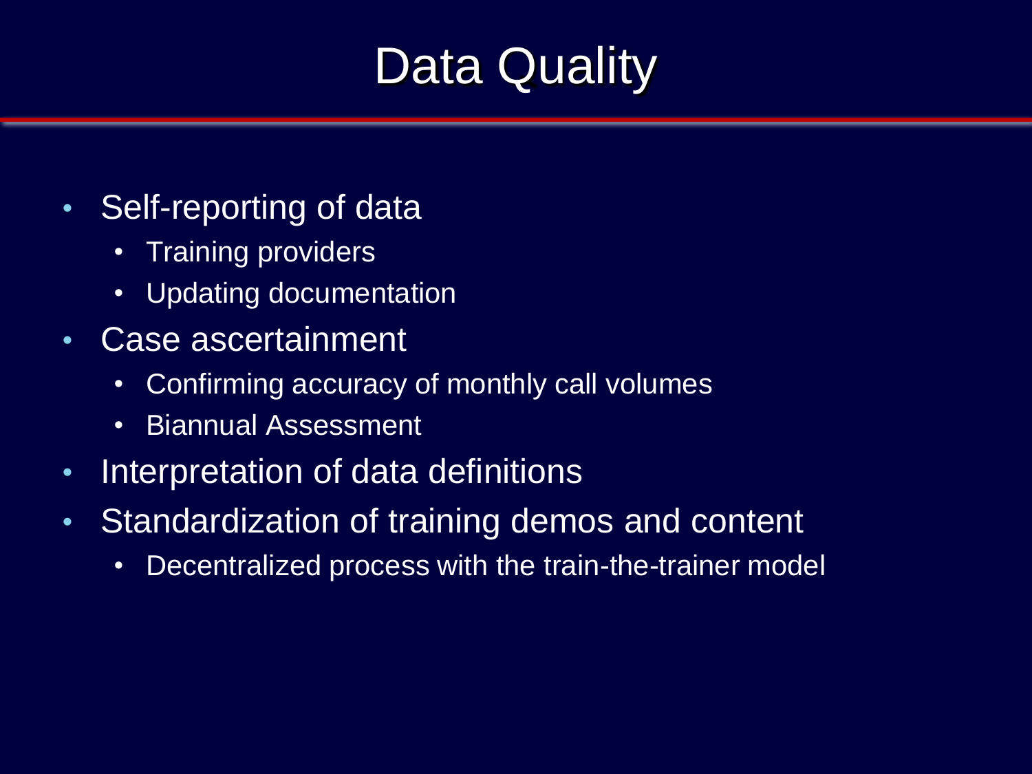# Data Quality

- Self-reporting of data
  - Training providers
  - Updating documentation
- Case ascertainment
  - Confirming accuracy of monthly call volumes
  - Biannual Assessment
- Interpretation of data definitions
- Standardization of training demos and content
  - Decentralized process with the train-the-trainer model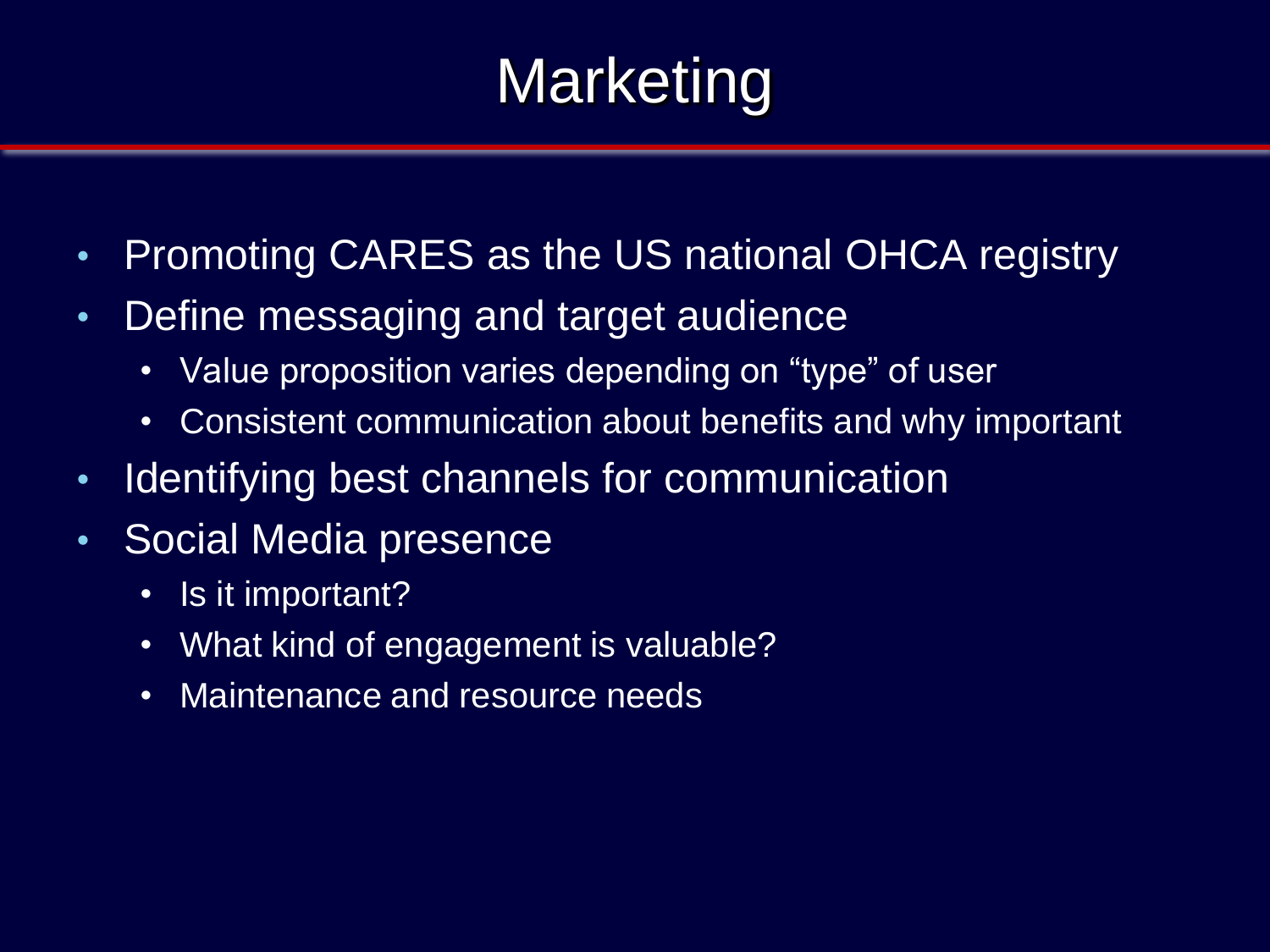# Marketing

- Promoting CARES as the US national OHCA registry
- Define messaging and target audience
  - Value proposition varies depending on "type" of user
  - Consistent communication about benefits and why important
- Identifying best channels for communication
- Social Media presence
  - Is it important?
  - What kind of engagement is valuable?
  - Maintenance and resource needs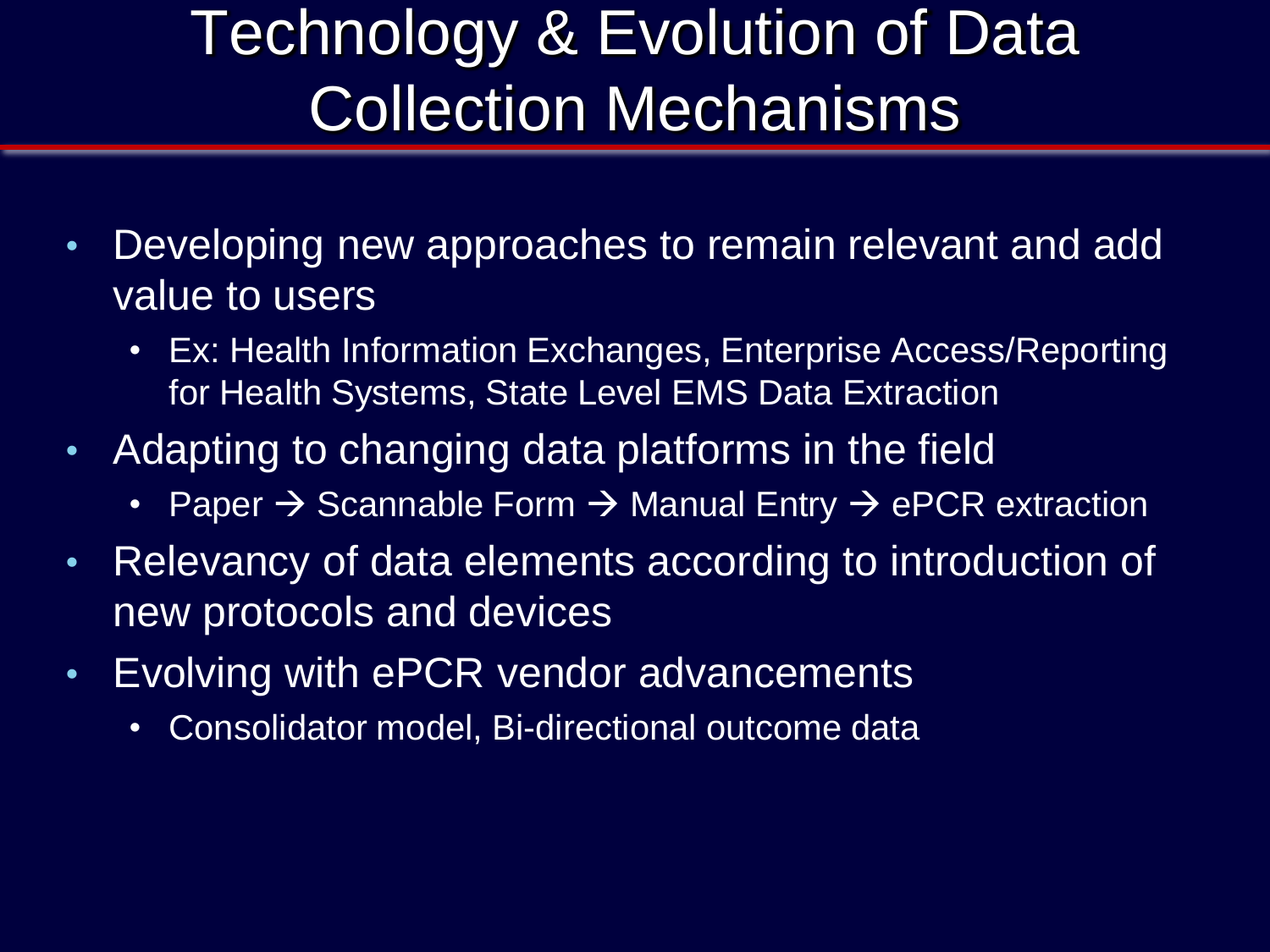# Technology & Evolution of Data Collection Mechanisms

- Developing new approaches to remain relevant and add value to users
  - Ex: Health Information Exchanges, Enterprise Access/Reporting for Health Systems, State Level EMS Data Extraction
- Adapting to changing data platforms in the field
  - Paper → Scannable Form → Manual Entry → ePCR extraction
- Relevancy of data elements according to introduction of new protocols and devices
- Evolving with ePCR vendor advancements
  - Consolidator model, Bi-directional outcome data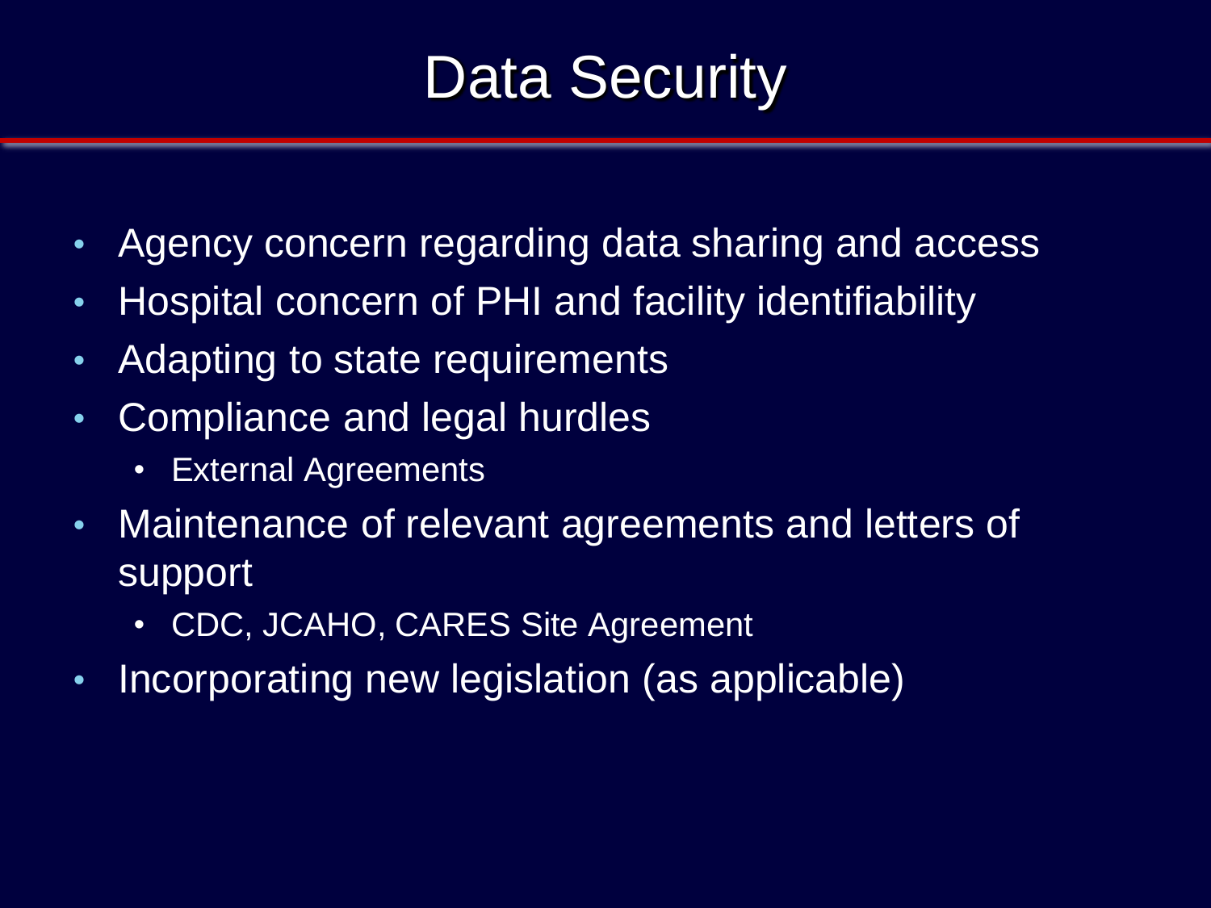# Data Security

- Agency concern regarding data sharing and access
- Hospital concern of PHI and facility identifiability
- Adapting to state requirements
- Compliance and legal hurdles
  - External Agreements
- Maintenance of relevant agreements and letters of support
  - CDC, JCAHO, CARES Site Agreement
- Incorporating new legislation (as applicable)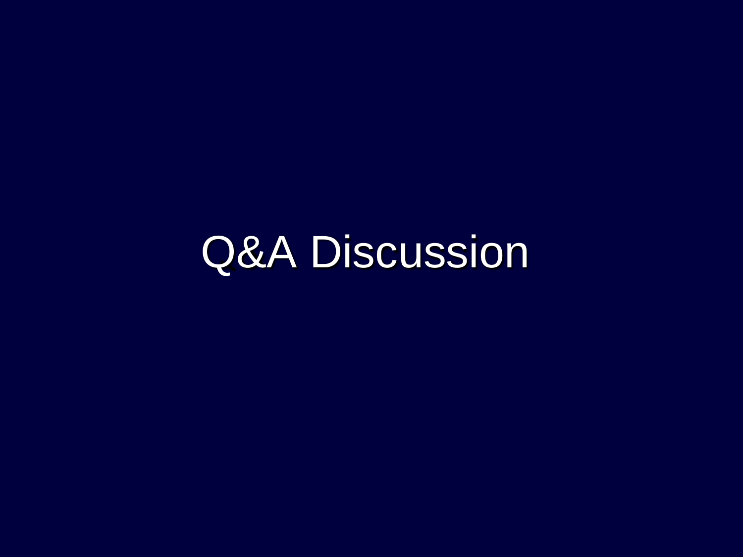# Q&A Discussion